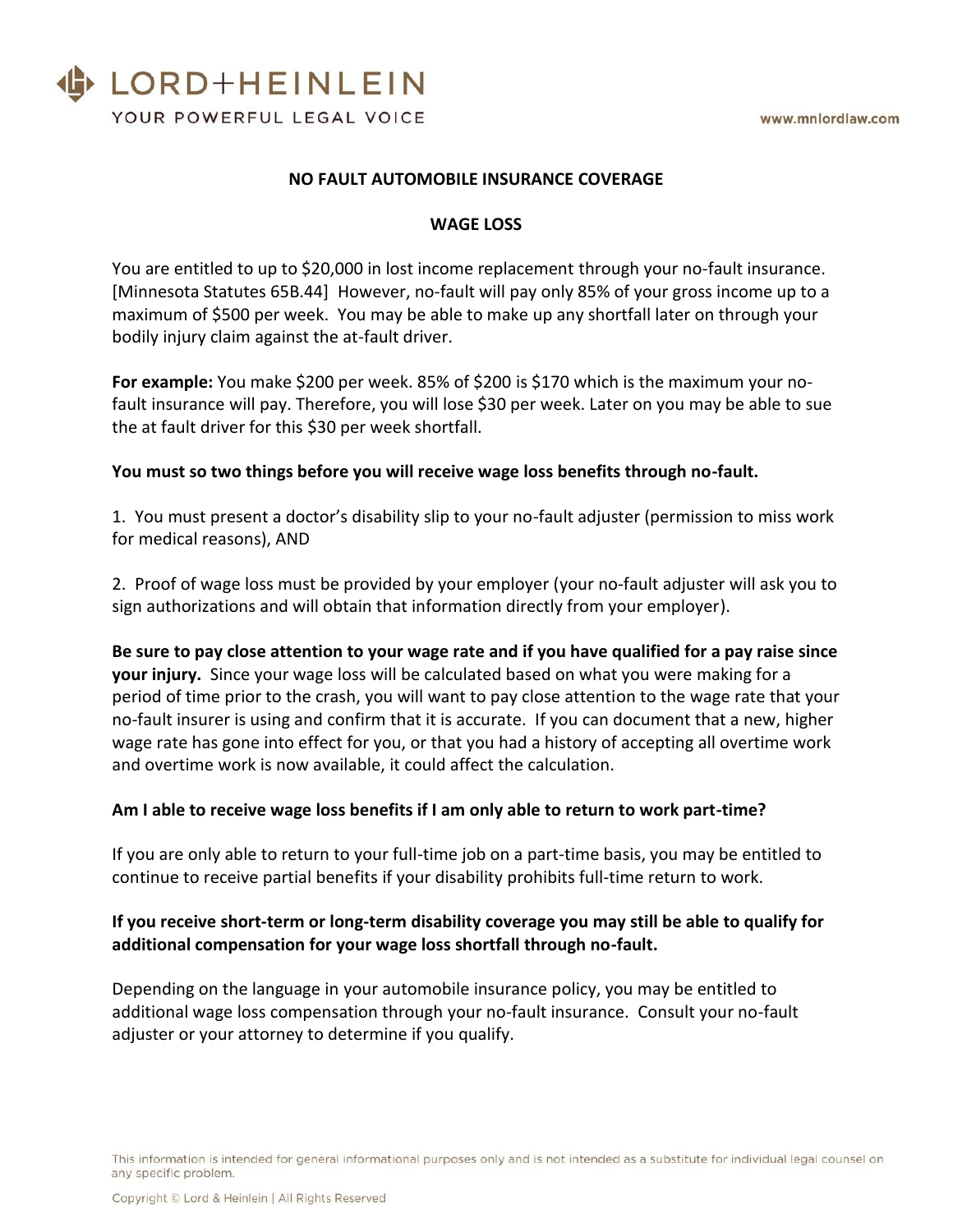# NO FAULT AUTOMOBILE INSURANCE COVERAGE

## WAGE LOSS

You are entitled to up to $20,000 in lost income replacement through your no-fault insurance. [Minnesota Statutes 65B.44] However, no-fault will pay only 85% of your gross income up to a maximum of $500 per week. You may be able to make up any shortfall later on through your bodily injury claim against the at-fault driver.

**For example:** You make $200 per week. 85% of $200 is $170 which is the maximum your no-fault insurance will pay. Therefore, you will lose $30 per week. Later on you may be able to sue the at fault driver for this $30 per week shortfall.

**You must so two things before you will receive wage loss benefits through no-fault.**

1. You must present a doctor's disability slip to your no-fault adjuster (permission to miss work for medical reasons), AND

2. Proof of wage loss must be provided by your employer (your no-fault adjuster will ask you to sign authorizations and will obtain that information directly from your employer).

**Be sure to pay close attention to your wage rate and if you have qualified for a pay raise since your injury.** Since your wage loss will be calculated based on what you were making for a period of time prior to the crash, you will want to pay close attention to the wage rate that your no-fault insurer is using and confirm that it is accurate. If you can document that a new, higher wage rate has gone into effect for you, or that you had a history of accepting all overtime work and overtime work is now available, it could affect the calculation.

**Am I able to receive wage loss benefits if I am only able to return to work part-time?**

If you are only able to return to your full-time job on a part-time basis, you may be entitled to continue to receive partial benefits if your disability prohibits full-time return to work.

**If you receive short-term or long-term disability coverage you may still be able to qualify for additional compensation for your wage loss shortfall through no-fault.**

Depending on the language in your automobile insurance policy, you may be entitled to additional wage loss compensation through your no-fault insurance. Consult your no-fault adjuster or your attorney to determine if you qualify.

This information is intended for general informational purposes only and is not intended as a substitute for individual legal counsel on any specific problem.

Copyright © Lord & Heinlein | All Rights Reserved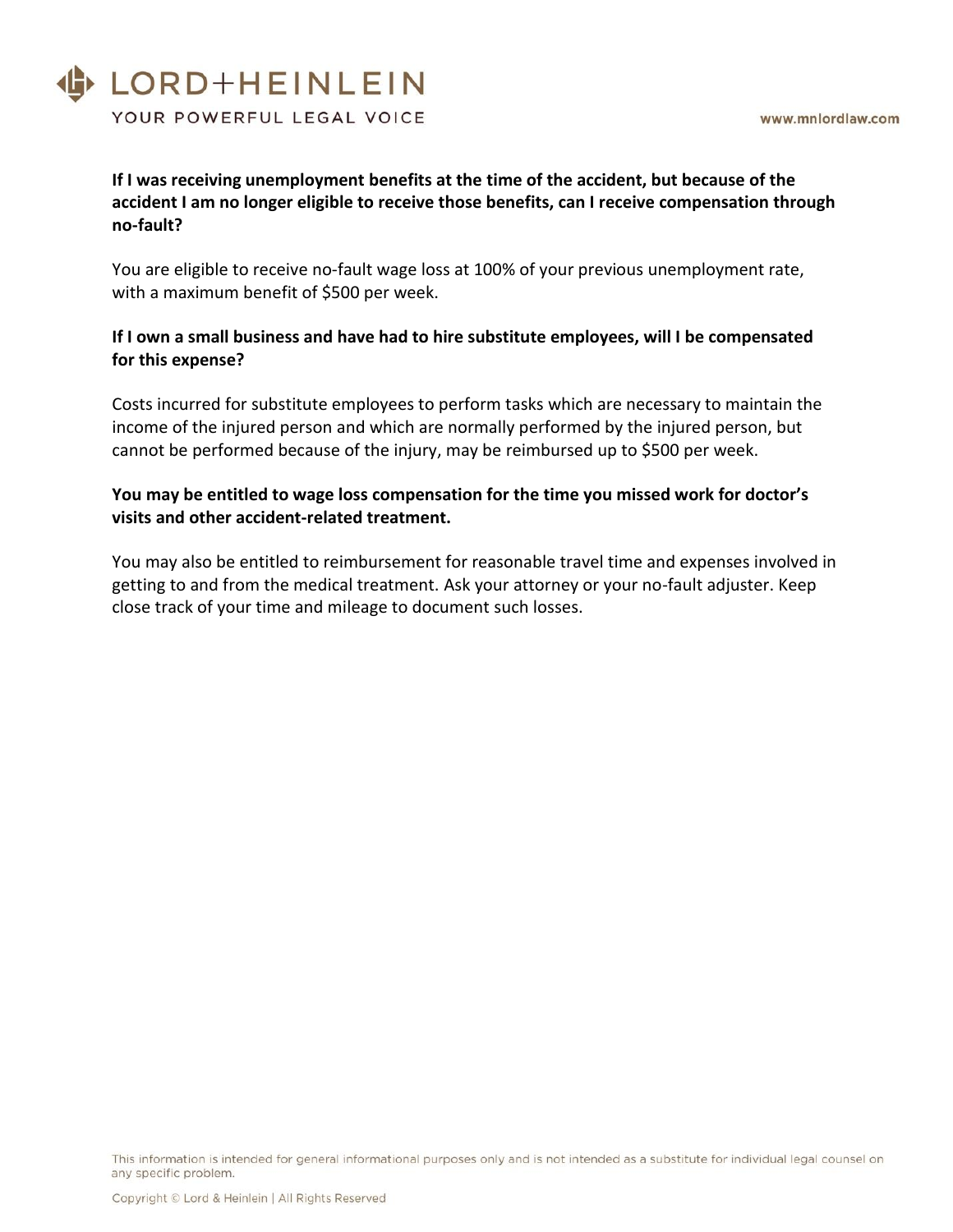**If I was receiving unemployment benefits at the time of the accident, but because of the accident I am no longer eligible to receive those benefits, can I receive compensation through no-fault?**

You are eligible to receive no-fault wage loss at 100% of your previous unemployment rate, with a maximum benefit of $500 per week.

**If I own a small business and have had to hire substitute employees, will I be compensated for this expense?**

Costs incurred for substitute employees to perform tasks which are necessary to maintain the income of the injured person and which are normally performed by the injured person, but cannot be performed because of the injury, may be reimbursed up to $500 per week.

**You may be entitled to wage loss compensation for the time you missed work for doctor's visits and other accident-related treatment.**

You may also be entitled to reimbursement for reasonable travel time and expenses involved in getting to and from the medical treatment. Ask your attorney or your no-fault adjuster. Keep close track of your time and mileage to document such losses.

This information is intended for general informational purposes only and is not intended as a substitute for individual legal counsel on any specific problem.

Copyright © Lord & Heinlein | All Rights Reserved